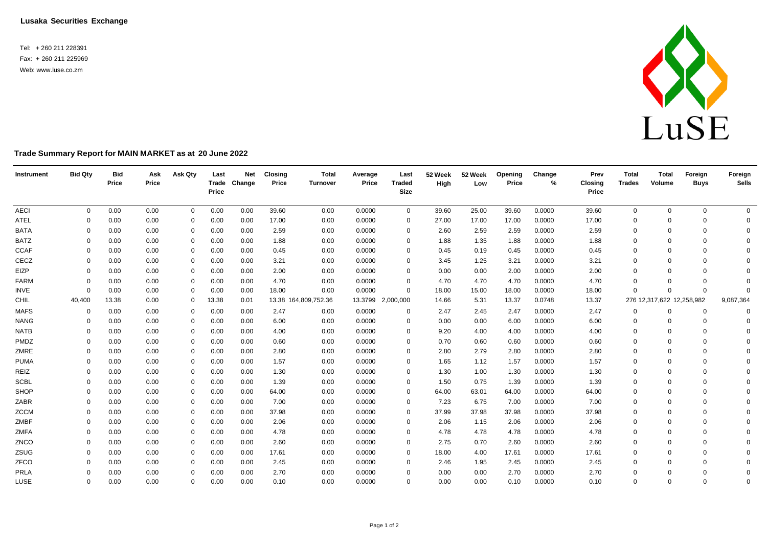**Lusaka Securities Exchange**

Tel: + 260 211 228391
Fax: + 260 211 225969
Web: www.luse.co.zm

LuSE

## Trade Summary Report for MAIN MARKET as at 20 June 2022

| Instrument | Bid Qty | Bid Price | Ask Price | Ask Qty | Last Trade Price | Net Change | Closing Price | Total Turnover | Average Price | Last Traded Size | 52 Week High | 52 Week Low | Opening Price | Change % | Prev Closing Price | Total Trades | Total Volume | Foreign Buys | Foreign Sells |
|---|---|---|---|---|---|---|---|---|---|---|---|---|---|---|---|---|---|---|---|
| AECI | 0 | 0.00 | 0.00 | 0 | 0.00 | 0.00 | 39.60 | 0.00 | 0.0000 | 0 | 39.60 | 25.00 | 39.60 | 0.0000 | 39.60 | 0 | 0 | 0 | 0 |
| ATEL | 0 | 0.00 | 0.00 | 0 | 0.00 | 0.00 | 17.00 | 0.00 | 0.0000 | 0 | 27.00 | 17.00 | 17.00 | 0.0000 | 17.00 | 0 | 0 | 0 | 0 |
| BATA | 0 | 0.00 | 0.00 | 0 | 0.00 | 0.00 | 2.59 | 0.00 | 0.0000 | 0 | 2.60 | 2.59 | 2.59 | 0.0000 | 2.59 | 0 | 0 | 0 | 0 |
| BATZ | 0 | 0.00 | 0.00 | 0 | 0.00 | 0.00 | 1.88 | 0.00 | 0.0000 | 0 | 1.88 | 1.35 | 1.88 | 0.0000 | 1.88 | 0 | 0 | 0 | 0 |
| CCAF | 0 | 0.00 | 0.00 | 0 | 0.00 | 0.00 | 0.45 | 0.00 | 0.0000 | 0 | 0.45 | 0.19 | 0.45 | 0.0000 | 0.45 | 0 | 0 | 0 | 0 |
| CECZ | 0 | 0.00 | 0.00 | 0 | 0.00 | 0.00 | 3.21 | 0.00 | 0.0000 | 0 | 3.45 | 1.25 | 3.21 | 0.0000 | 3.21 | 0 | 0 | 0 | 0 |
| EIZP | 0 | 0.00 | 0.00 | 0 | 0.00 | 0.00 | 2.00 | 0.00 | 0.0000 | 0 | 0.00 | 0.00 | 2.00 | 0.0000 | 2.00 | 0 | 0 | 0 | 0 |
| FARM | 0 | 0.00 | 0.00 | 0 | 0.00 | 0.00 | 4.70 | 0.00 | 0.0000 | 0 | 4.70 | 4.70 | 4.70 | 0.0000 | 4.70 | 0 | 0 | 0 | 0 |
| INVE | 0 | 0.00 | 0.00 | 0 | 0.00 | 0.00 | 18.00 | 0.00 | 0.0000 | 0 | 18.00 | 15.00 | 18.00 | 0.0000 | 18.00 | 0 | 0 | 0 | 0 |
| CHIL | 40,400 | 13.38 | 0.00 | 0 | 13.38 | 0.01 | 13.38 | 164,809,752.36 | 13.3799 | 2,000,000 | 14.66 | 5.31 | 13.37 | 0.0748 | 13.37 | 276 | 12,317,622 | 12,258,982 | 9,087,364 |
| MAFS | 0 | 0.00 | 0.00 | 0 | 0.00 | 0.00 | 2.47 | 0.00 | 0.0000 | 0 | 2.47 | 2.45 | 2.47 | 0.0000 | 2.47 | 0 | 0 | 0 | 0 |
| NANG | 0 | 0.00 | 0.00 | 0 | 0.00 | 0.00 | 6.00 | 0.00 | 0.0000 | 0 | 0.00 | 0.00 | 6.00 | 0.0000 | 6.00 | 0 | 0 | 0 | 0 |
| NATB | 0 | 0.00 | 0.00 | 0 | 0.00 | 0.00 | 4.00 | 0.00 | 0.0000 | 0 | 9.20 | 4.00 | 4.00 | 0.0000 | 4.00 | 0 | 0 | 0 | 0 |
| PMDZ | 0 | 0.00 | 0.00 | 0 | 0.00 | 0.00 | 0.60 | 0.00 | 0.0000 | 0 | 0.70 | 0.60 | 0.60 | 0.0000 | 0.60 | 0 | 0 | 0 | 0 |
| ZMRE | 0 | 0.00 | 0.00 | 0 | 0.00 | 0.00 | 2.80 | 0.00 | 0.0000 | 0 | 2.80 | 2.79 | 2.80 | 0.0000 | 2.80 | 0 | 0 | 0 | 0 |
| PUMA | 0 | 0.00 | 0.00 | 0 | 0.00 | 0.00 | 1.57 | 0.00 | 0.0000 | 0 | 1.65 | 1.12 | 1.57 | 0.0000 | 1.57 | 0 | 0 | 0 | 0 |
| REIZ | 0 | 0.00 | 0.00 | 0 | 0.00 | 0.00 | 1.30 | 0.00 | 0.0000 | 0 | 1.30 | 1.00 | 1.30 | 0.0000 | 1.30 | 0 | 0 | 0 | 0 |
| SCBL | 0 | 0.00 | 0.00 | 0 | 0.00 | 0.00 | 1.39 | 0.00 | 0.0000 | 0 | 1.50 | 0.75 | 1.39 | 0.0000 | 1.39 | 0 | 0 | 0 | 0 |
| SHOP | 0 | 0.00 | 0.00 | 0 | 0.00 | 0.00 | 64.00 | 0.00 | 0.0000 | 0 | 64.00 | 63.01 | 64.00 | 0.0000 | 64.00 | 0 | 0 | 0 | 0 |
| ZABR | 0 | 0.00 | 0.00 | 0 | 0.00 | 0.00 | 7.00 | 0.00 | 0.0000 | 0 | 7.23 | 6.75 | 7.00 | 0.0000 | 7.00 | 0 | 0 | 0 | 0 |
| ZCCM | 0 | 0.00 | 0.00 | 0 | 0.00 | 0.00 | 37.98 | 0.00 | 0.0000 | 0 | 37.99 | 37.98 | 37.98 | 0.0000 | 37.98 | 0 | 0 | 0 | 0 |
| ZMBF | 0 | 0.00 | 0.00 | 0 | 0.00 | 0.00 | 2.06 | 0.00 | 0.0000 | 0 | 2.06 | 1.15 | 2.06 | 0.0000 | 2.06 | 0 | 0 | 0 | 0 |
| ZMFA | 0 | 0.00 | 0.00 | 0 | 0.00 | 0.00 | 4.78 | 0.00 | 0.0000 | 0 | 4.78 | 4.78 | 4.78 | 0.0000 | 4.78 | 0 | 0 | 0 | 0 |
| ZNCO | 0 | 0.00 | 0.00 | 0 | 0.00 | 0.00 | 2.60 | 0.00 | 0.0000 | 0 | 2.75 | 0.70 | 2.60 | 0.0000 | 2.60 | 0 | 0 | 0 | 0 |
| ZSUG | 0 | 0.00 | 0.00 | 0 | 0.00 | 0.00 | 17.61 | 0.00 | 0.0000 | 0 | 18.00 | 4.00 | 17.61 | 0.0000 | 17.61 | 0 | 0 | 0 | 0 |
| ZFCO | 0 | 0.00 | 0.00 | 0 | 0.00 | 0.00 | 2.45 | 0.00 | 0.0000 | 0 | 2.46 | 1.95 | 2.45 | 0.0000 | 2.45 | 0 | 0 | 0 | 0 |
| PRLA | 0 | 0.00 | 0.00 | 0 | 0.00 | 0.00 | 2.70 | 0.00 | 0.0000 | 0 | 0.00 | 0.00 | 2.70 | 0.0000 | 2.70 | 0 | 0 | 0 | 0 |
| LUSE | 0 | 0.00 | 0.00 | 0 | 0.00 | 0.00 | 0.10 | 0.00 | 0.0000 | 0 | 0.00 | 0.00 | 0.10 | 0.0000 | 0.10 | 0 | 0 | 0 | 0 |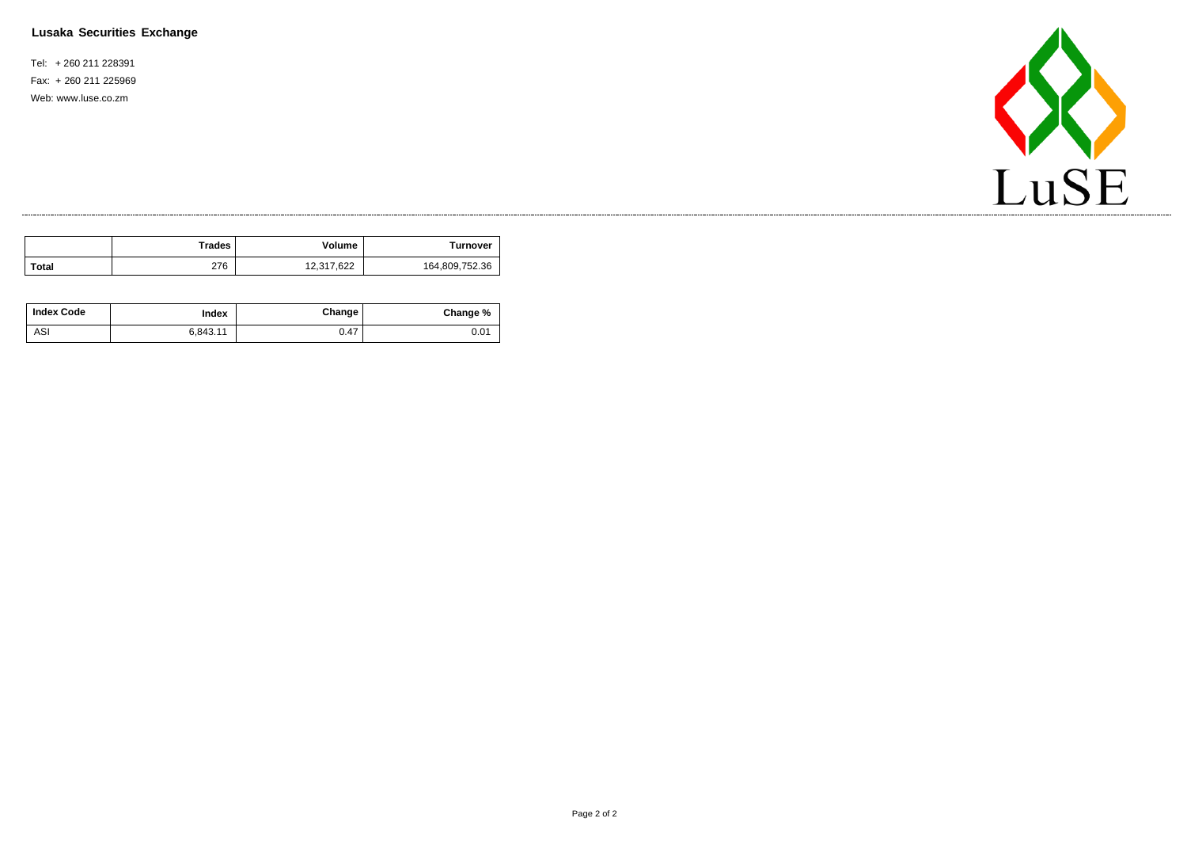**Lusaka Securities Exchange**

Tel: + 260 211 228391

Fax: + 260 211 225969

Web: www.luse.co.zm

LuSE

| | Trades | Volume | Turnover |
|---|---|---|---|
| **Total** | 276 | 12,317,622 | 164,809,752.36 |

| Index Code | Index | Change | Change % |
|---|---|---|---|
| ASI | 6,843.11 | 0.47 | 0.01 |